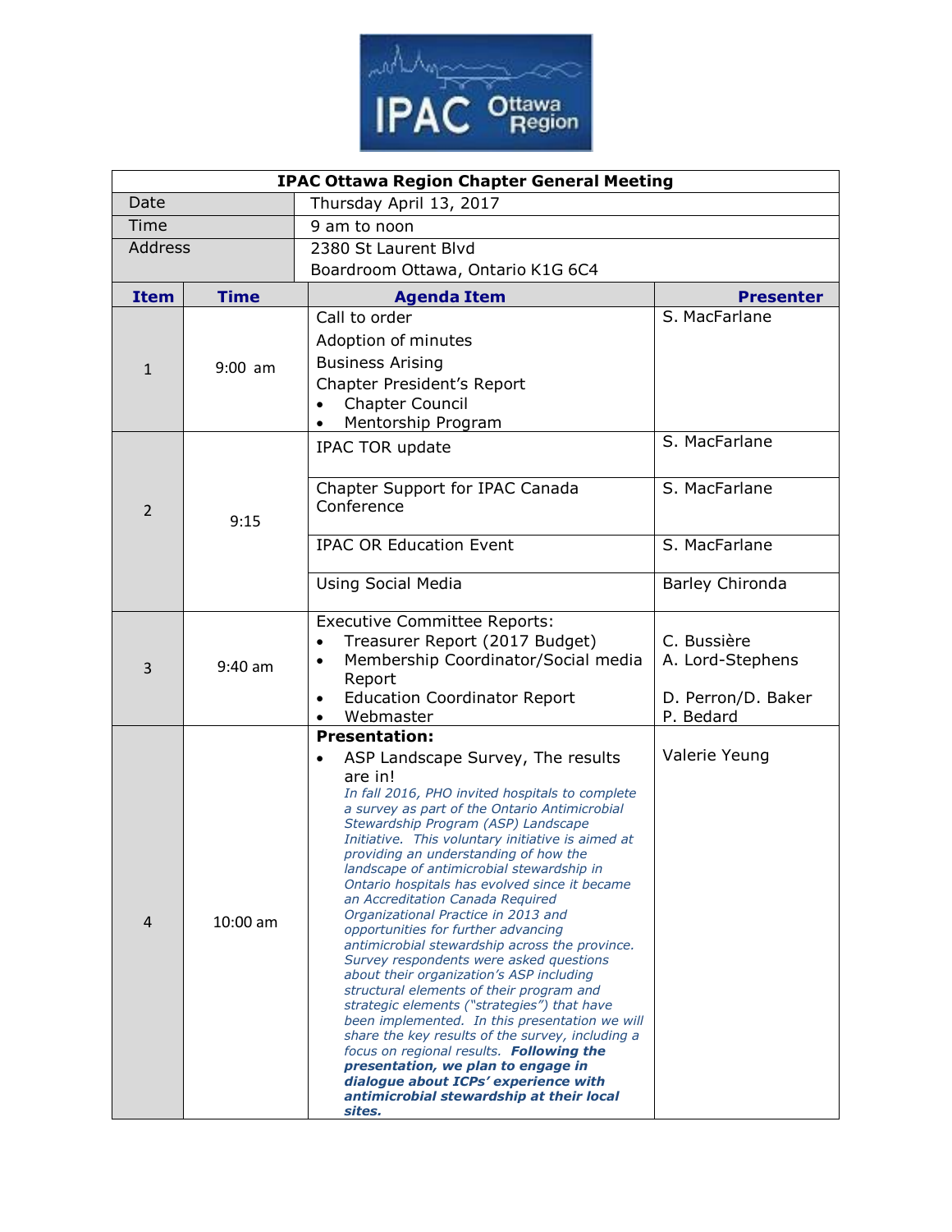IPAC Ottawa Region

| IPAC Ottawa Region Chapter General Meeting | |
|---|---|
| Date | Thursday April 13, 2017 |
| Time | 9 am to noon |
| Address | 2380 St Laurent Blvd<br>Boardroom Ottawa, Ontario K1G 6C4 |

| Item | Time | Agenda Item | Presenter |
|---|---|---|---|
| 1 | 9:00 am | Call to order<br>Adoption of minutes<br>Business Arising<br>Chapter President's Report<br>• Chapter Council<br>• Mentorship Program | S. MacFarlane |
| 2 | 9:15 | IPAC TOR update | S. MacFarlane |
| | | Chapter Support for IPAC Canada Conference | S. MacFarlane |
| | | IPAC OR Education Event | S. MacFarlane |
| | | Using Social Media | Barley Chironda |
| 3 | 9:40 am | Executive Committee Reports:<br>• Treasurer Report (2017 Budget)<br>• Membership Coordinator/Social media Report<br>• Education Coordinator Report<br>• Webmaster | C. Bussière<br>A. Lord-Stephens<br><br>D. Perron/D. Baker<br>P. Bedard |
| 4 | 10:00 am | **Presentation:**<br>• ASP Landscape Survey, The results are in!<br>*In fall 2016, PHO invited hospitals to complete a survey as part of the Ontario Antimicrobial Stewardship Program (ASP) Landscape Initiative. This voluntary initiative is aimed at providing an understanding of how the landscape of antimicrobial stewardship in Ontario hospitals has evolved since it became an Accreditation Canada Required Organizational Practice in 2013 and opportunities for further advancing antimicrobial stewardship across the province. Survey respondents were asked questions about their organization's ASP including structural elements of their program and strategic elements ("strategies") that have been implemented. In this presentation we will share the key results of the survey, including a focus on regional results.* ***Following the presentation, we plan to engage in dialogue about ICPs' experience with antimicrobial stewardship at their local sites.*** | Valerie Yeung |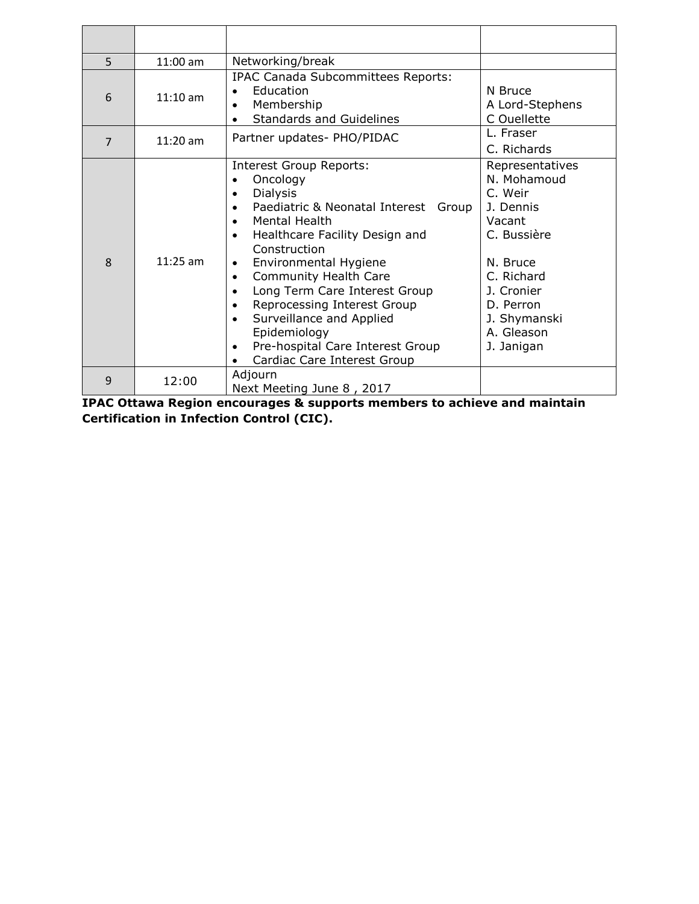| | | | |
|---|---|---|---|
| | | | |
| 5 | 11:00 am | Networking/break | |
| 6 | 11:10 am | IPAC Canada Subcommittees Reports:<br>• Education<br>• Membership<br>• Standards and Guidelines | N Bruce<br>A Lord-Stephens<br>C Ouellette |
| 7 | 11:20 am | Partner updates- PHO/PIDAC | L. Fraser<br>C. Richards |
| 8 | 11:25 am | Interest Group Reports:<br>• Oncology<br>• Dialysis<br>• Paediatric & Neonatal Interest Group<br>• Mental Health<br>• Healthcare Facility Design and Construction<br>• Environmental Hygiene<br>• Community Health Care<br>• Long Term Care Interest Group<br>• Reprocessing Interest Group<br>• Surveillance and Applied Epidemiology<br>• Pre-hospital Care Interest Group<br>• Cardiac Care Interest Group | Representatives<br>N. Mohamoud<br>C. Weir<br>J. Dennis<br>Vacant<br>C. Bussière<br><br>N. Bruce<br>C. Richard<br>J. Cronier<br>D. Perron<br>J. Shymanski<br>A. Gleason<br>J. Janigan |
| 9 | 12:00 | Adjourn<br>Next Meeting June 8 , 2017 | |

**IPAC Ottawa Region encourages & supports members to achieve and maintain Certification in Infection Control (CIC).**